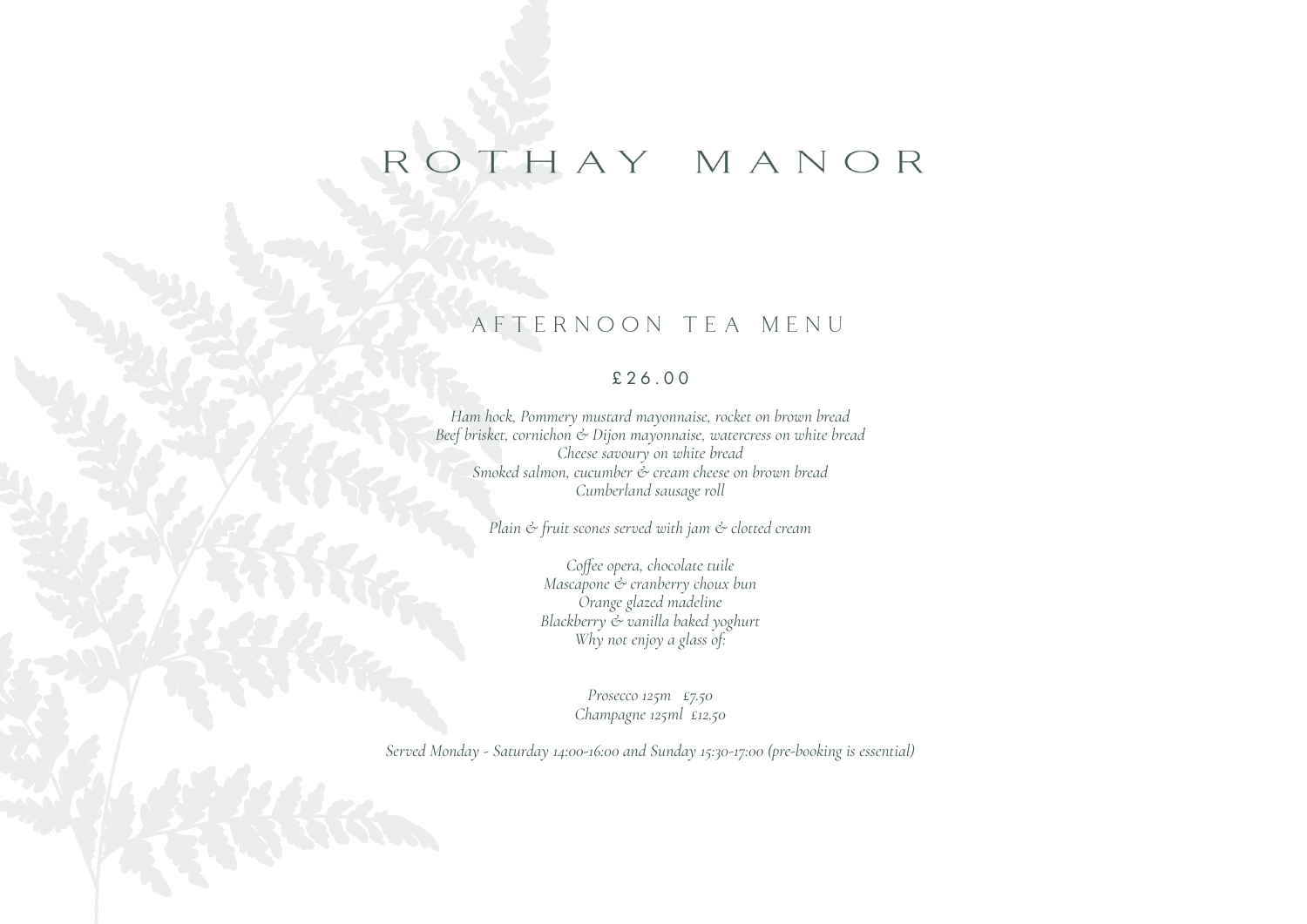# ROTHAY MANOR

## AFTERNOON TEA MENU

**£26.00**

*Ham hock, Pommery mustard mayonnaise, rocket on brown bread*
*Beef brisket, cornichon & Dijon mayonnaise, watercress on white bread*
*Cheese savoury on white bread*
*Smoked salmon, cucumber & cream cheese on brown bread*
*Cumberland sausage roll*

*Plain & fruit scones served with jam & clotted cream*

*Coffee opera, chocolate tuile*
*Mascapone & cranberry choux bun*
*Orange glazed madeline*
*Blackberry & vanilla baked yoghurt*
*Why not enjoy a glass of:*

*Prosecco 125m £7.50*
*Champagne 125ml £12.50*

*Served Monday - Saturday 14:00-16:00 and Sunday 15:30-17:00 (pre-booking is essential)*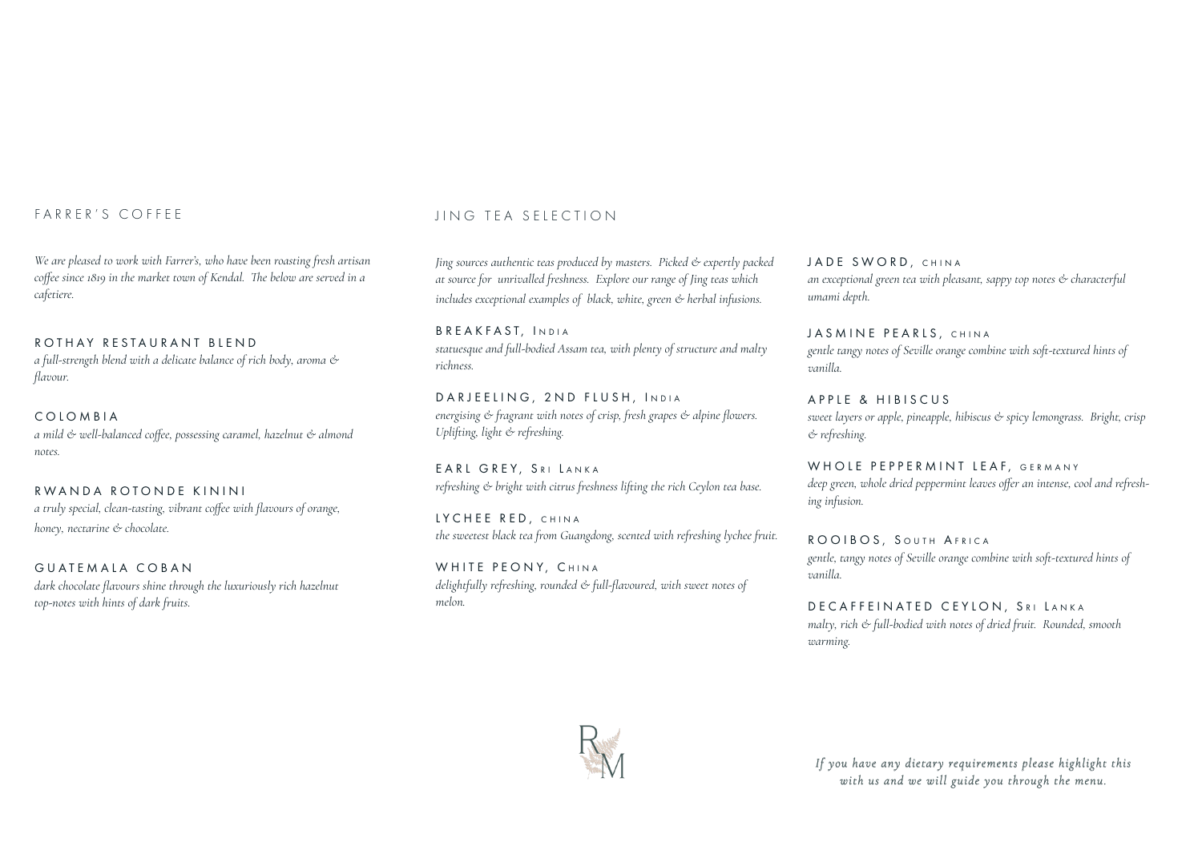## FARRER'S COFFEE

*We are pleased to work with Farrer's, who have been roasting fresh artisan coffee since 1819 in the market town of Kendal. The below are served in a cafetiere.*

### ROTHAY RESTAURANT BLEND

*a full-strength blend with a delicate balance of rich body, aroma & flavour.*

### COLOMBIA

*a mild & well-balanced coffee, possessing caramel, hazelnut & almond notes.*

### RWANDA ROTONDE KININI

*a truly special, clean-tasting, vibrant coffee with flavours of orange, honey, nectarine & chocolate.*

### GUATEMALA COBAN

*dark chocolate flavours shine through the luxuriously rich hazelnut top-notes with hints of dark fruits.*

## JING TEA SELECTION

*Jing sources authentic teas produced by masters. Picked & expertly packed at source for unrivalled freshness. Explore our range of Jing teas which includes exceptional examples of black, white, green & herbal infusions.*

### BREAKFAST, India

*statuesque and full-bodied Assam tea, with plenty of structure and malty richness.*

### DARJEELING, 2ND FLUSH, India

*energising & fragrant with notes of crisp, fresh grapes & alpine flowers. Uplifting, light & refreshing.*

### EARL GREY, Sri Lanka

*refreshing & bright with citrus freshness lifting the rich Ceylon tea base.*

### LYCHEE RED, china

*the sweetest black tea from Guangdong, scented with refreshing lychee fruit.*

### WHITE PEONY, China

*delightfully refreshing, rounded & full-flavoured, with sweet notes of melon.*

### JADE SWORD, china

*an exceptional green tea with pleasant, sappy top notes & characterful umami depth.*

### JASMINE PEARLS, china

*gentle tangy notes of Seville orange combine with soft-textured hints of vanilla.*

### APPLE & HIBISCUS

*sweet layers or apple, pineapple, hibiscus & spicy lemongrass. Bright, crisp & refreshing.*

### WHOLE PEPPERMINT LEAF, germany

*deep green, whole dried peppermint leaves offer an intense, cool and refreshing infusion.*

### ROOIBOS, South Africa

*gentle, tangy notes of Seville orange combine with soft-textured hints of vanilla.*

### DECAFFEINATED CEYLON, Sri Lanka

*malty, rich & full-bodied with notes of dried fruit. Rounded, smooth warming.*

*If you have any dietary requirements please highlight this with us and we will guide you through the menu.*